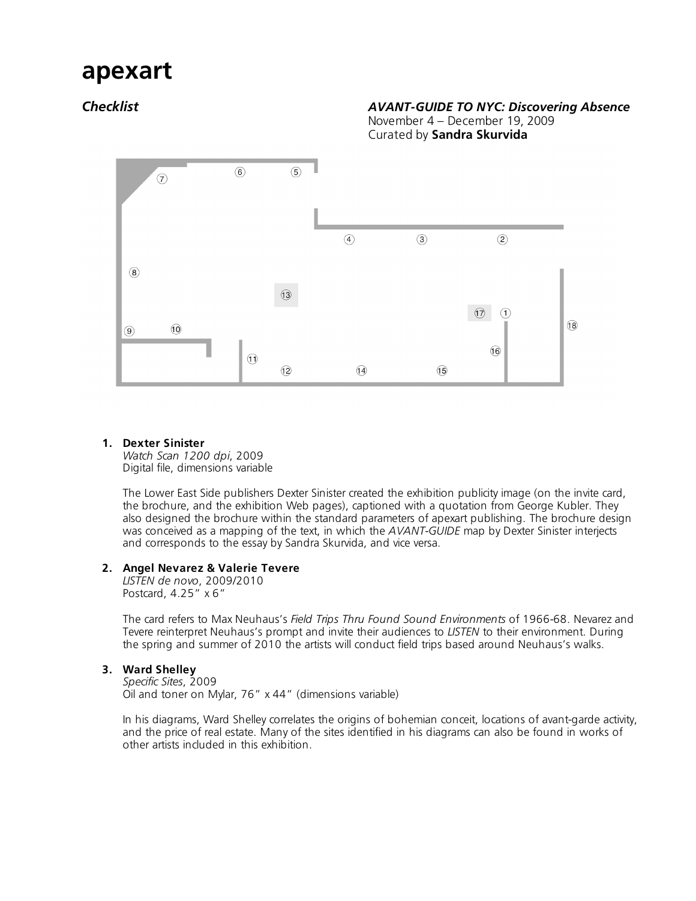# apexart

*Checklist*

***AVANT-GUIDE TO NYC: Discovering Absence***
November 4 – December 19, 2009
Curated by **Sandra Skurvida**

1. **Dexter Sinister**
   *Watch Scan 1200 dpi*, 2009
   Digital file, dimensions variable

   The Lower East Side publishers Dexter Sinister created the exhibition publicity image (on the invite card, the brochure, and the exhibition Web pages), captioned with a quotation from George Kubler. They also designed the brochure within the standard parameters of apexart publishing. The brochure design was conceived as a mapping of the text, in which the *AVANT-GUIDE* map by Dexter Sinister interjects and corresponds to the essay by Sandra Skurvida, and vice versa.

2. **Angel Nevarez & Valerie Tevere**
   *LISTEN de novo*, 2009/2010
   Postcard, 4.25” x 6”

   The card refers to Max Neuhaus’s *Field Trips Thru Found Sound Environments* of 1966-68. Nevarez and Tevere reinterpret Neuhaus’s prompt and invite their audiences to *LISTEN* to their environment. During the spring and summer of 2010 the artists will conduct field trips based around Neuhaus’s walks.

3. **Ward Shelley**
   *Specific Sites*, 2009
   Oil and toner on Mylar, 76” x 44” (dimensions variable)

   In his diagrams, Ward Shelley correlates the origins of bohemian conceit, locations of avant-garde activity, and the price of real estate. Many of the sites identified in his diagrams can also be found in works of other artists included in this exhibition.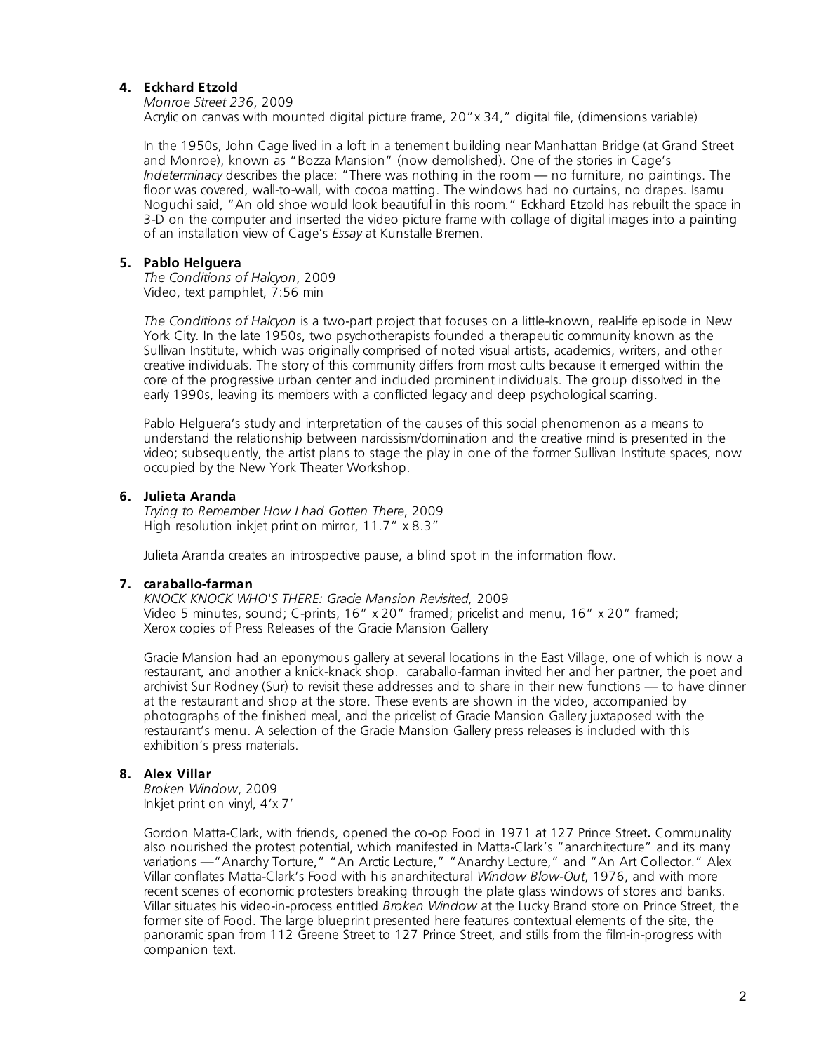4. **Eckhard Etzold**
   *Monroe Street 236*, 2009
   Acrylic on canvas with mounted digital picture frame, 20"x 34," digital file, (dimensions variable)

   In the 1950s, John Cage lived in a loft in a tenement building near Manhattan Bridge (at Grand Street and Monroe), known as "Bozza Mansion" (now demolished). One of the stories in Cage's *Indeterminacy* describes the place: "There was nothing in the room — no furniture, no paintings. The floor was covered, wall-to-wall, with cocoa matting. The windows had no curtains, no drapes. Isamu Noguchi said, "An old shoe would look beautiful in this room." Eckhard Etzold has rebuilt the space in 3-D on the computer and inserted the video picture frame with collage of digital images into a painting of an installation view of Cage's *Essay* at Kunstalle Bremen.

5. **Pablo Helguera**
   *The Conditions of Halcyon*, 2009
   Video, text pamphlet, 7:56 min

   *The Conditions of Halcyon* is a two-part project that focuses on a little-known, real-life episode in New York City. In the late 1950s, two psychotherapists founded a therapeutic community known as the Sullivan Institute, which was originally comprised of noted visual artists, academics, writers, and other creative individuals. The story of this community differs from most cults because it emerged within the core of the progressive urban center and included prominent individuals. The group dissolved in the early 1990s, leaving its members with a conflicted legacy and deep psychological scarring.

   Pablo Helguera's study and interpretation of the causes of this social phenomenon as a means to understand the relationship between narcissism/domination and the creative mind is presented in the video; subsequently, the artist plans to stage the play in one of the former Sullivan Institute spaces, now occupied by the New York Theater Workshop.

6. **Julieta Aranda**
   *Trying to Remember How I had Gotten There*, 2009
   High resolution inkjet print on mirror, 11.7" x 8.3"

   Julieta Aranda creates an introspective pause, a blind spot in the information flow.

7. **caraballo-farman**
   *KNOCK KNOCK WHO'S THERE: Gracie Mansion Revisited,* 2009
   Video 5 minutes, sound; C-prints, 16" x 20" framed; pricelist and menu, 16" x 20" framed; Xerox copies of Press Releases of the Gracie Mansion Gallery

   Gracie Mansion had an eponymous gallery at several locations in the East Village, one of which is now a restaurant, and another a knick-knack shop. caraballo-farman invited her and her partner, the poet and archivist Sur Rodney (Sur) to revisit these addresses and to share in their new functions — to have dinner at the restaurant and shop at the store. These events are shown in the video, accompanied by photographs of the finished meal, and the pricelist of Gracie Mansion Gallery juxtaposed with the restaurant's menu. A selection of the Gracie Mansion Gallery press releases is included with this exhibition's press materials.

8. **Alex Villar**
   *Broken Window*, 2009
   Inkjet print on vinyl, 4'x 7'

   Gordon Matta-Clark, with friends, opened the co-op Food in 1971 at 127 Prince Street**.** Communality also nourished the protest potential, which manifested in Matta-Clark's "anarchitecture" and its many variations —"Anarchy Torture," "An Arctic Lecture," "Anarchy Lecture," and "An Art Collector." Alex Villar conflates Matta-Clark's Food with his anarchitectural *Window Blow-Out*, 1976, and with more recent scenes of economic protesters breaking through the plate glass windows of stores and banks. Villar situates his video-in-process entitled *Broken Window* at the Lucky Brand store on Prince Street, the former site of Food. The large blueprint presented here features contextual elements of the site, the panoramic span from 112 Greene Street to 127 Prince Street, and stills from the film-in-progress with companion text.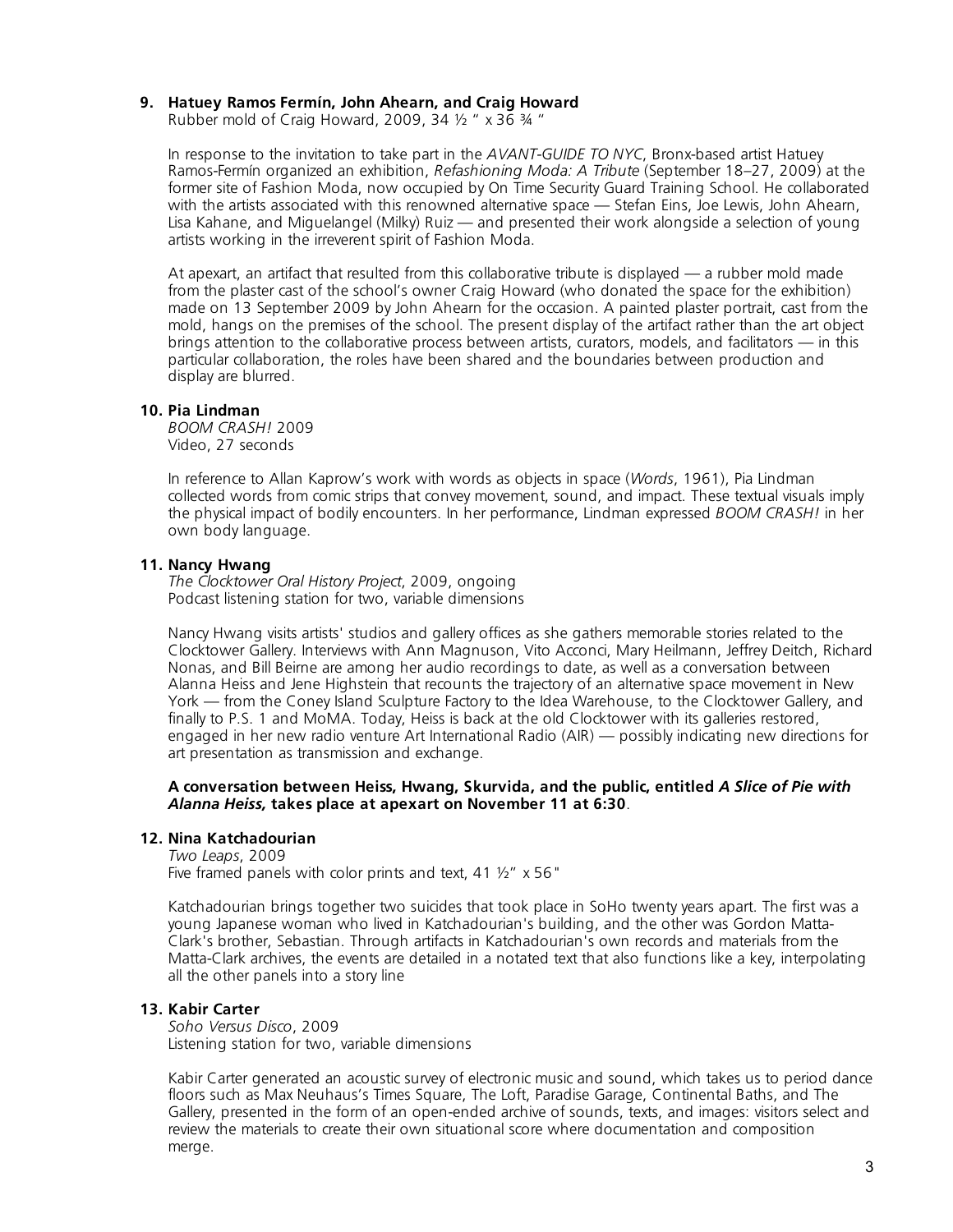**9. Hatuey Ramos Fermín, John Ahearn, and Craig Howard**

Rubber mold of Craig Howard, 2009, 34 ½ " x 36 ¾ "

In response to the invitation to take part in the *AVANT-GUIDE TO NYC*, Bronx-based artist Hatuey Ramos-Fermín organized an exhibition, *Refashioning Moda: A Tribute* (September 18–27, 2009) at the former site of Fashion Moda, now occupied by On Time Security Guard Training School. He collaborated with the artists associated with this renowned alternative space — Stefan Eins, Joe Lewis, John Ahearn, Lisa Kahane, and Miguelangel (Milky) Ruiz — and presented their work alongside a selection of young artists working in the irreverent spirit of Fashion Moda.

At apexart, an artifact that resulted from this collaborative tribute is displayed — a rubber mold made from the plaster cast of the school's owner Craig Howard (who donated the space for the exhibition) made on 13 September 2009 by John Ahearn for the occasion. A painted plaster portrait, cast from the mold, hangs on the premises of the school. The present display of the artifact rather than the art object brings attention to the collaborative process between artists, curators, models, and facilitators — in this particular collaboration, the roles have been shared and the boundaries between production and display are blurred.

**10. Pia Lindman**

*BOOM CRASH!* 2009
Video, 27 seconds

In reference to Allan Kaprow's work with words as objects in space (*Words*, 1961), Pia Lindman collected words from comic strips that convey movement, sound, and impact. These textual visuals imply the physical impact of bodily encounters. In her performance, Lindman expressed *BOOM CRASH!* in her own body language.

**11. Nancy Hwang**

*The Clocktower Oral History Project*, 2009, ongoing
Podcast listening station for two, variable dimensions

Nancy Hwang visits artists' studios and gallery offices as she gathers memorable stories related to the Clocktower Gallery. Interviews with Ann Magnuson, Vito Acconci, Mary Heilmann, Jeffrey Deitch, Richard Nonas, and Bill Beirne are among her audio recordings to date, as well as a conversation between Alanna Heiss and Jene Highstein that recounts the trajectory of an alternative space movement in New York — from the Coney Island Sculpture Factory to the Idea Warehouse, to the Clocktower Gallery, and finally to P.S. 1 and MoMA. Today, Heiss is back at the old Clocktower with its galleries restored, engaged in her new radio venture Art International Radio (AIR) — possibly indicating new directions for art presentation as transmission and exchange.

**A conversation between Heiss, Hwang, Skurvida, and the public, entitled *A Slice of Pie with Alanna Heiss,* takes place at apexart on November 11 at 6:30**.

**12. Nina Katchadourian**

*Two Leaps*, 2009
Five framed panels with color prints and text, 41 ½" x 56"

Katchadourian brings together two suicides that took place in SoHo twenty years apart. The first was a young Japanese woman who lived in Katchadourian's building, and the other was Gordon Matta-Clark's brother, Sebastian. Through artifacts in Katchadourian's own records and materials from the Matta-Clark archives, the events are detailed in a notated text that also functions like a key, interpolating all the other panels into a story line

**13. Kabir Carter**

*Soho Versus Disco*, 2009
Listening station for two, variable dimensions

Kabir Carter generated an acoustic survey of electronic music and sound, which takes us to period dance floors such as Max Neuhaus's Times Square, The Loft, Paradise Garage, Continental Baths, and The Gallery, presented in the form of an open-ended archive of sounds, texts, and images: visitors select and review the materials to create their own situational score where documentation and composition merge.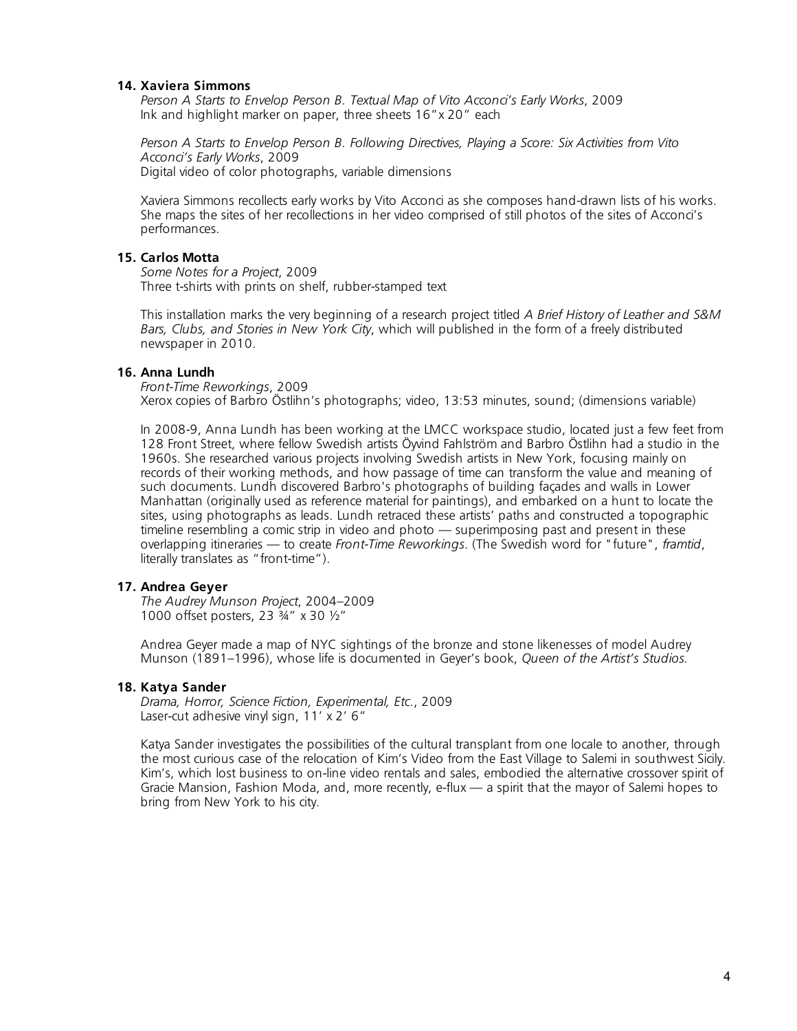**14. Xaviera Simmons**

*Person A Starts to Envelop Person B. Textual Map of Vito Acconci's Early Works*, 2009
Ink and highlight marker on paper, three sheets 16" x 20" each

*Person A Starts to Envelop Person B. Following Directives, Playing a Score: Six Activities from Vito Acconci's Early Works*, 2009
Digital video of color photographs, variable dimensions

Xaviera Simmons recollects early works by Vito Acconci as she composes hand-drawn lists of his works. She maps the sites of her recollections in her video comprised of still photos of the sites of Acconci's performances.

**15. Carlos Motta**

*Some Notes for a Project*, 2009
Three t-shirts with prints on shelf, rubber-stamped text

This installation marks the very beginning of a research project titled *A Brief History of Leather and S&M Bars, Clubs, and Stories in New York City*, which will published in the form of a freely distributed newspaper in 2010.

**16. Anna Lundh**

*Front-Time Reworkings*, 2009
Xerox copies of Barbro Östlihn's photographs; video, 13:53 minutes, sound; (dimensions variable)

In 2008-9, Anna Lundh has been working at the LMCC workspace studio, located just a few feet from 128 Front Street, where fellow Swedish artists Öyvind Fahlström and Barbro Östlihn had a studio in the 1960s. She researched various projects involving Swedish artists in New York, focusing mainly on records of their working methods, and how passage of time can transform the value and meaning of such documents. Lundh discovered Barbro's photographs of building façades and walls in Lower Manhattan (originally used as reference material for paintings), and embarked on a hunt to locate the sites, using photographs as leads. Lundh retraced these artists' paths and constructed a topographic timeline resembling a comic strip in video and photo — superimposing past and present in these overlapping itineraries — to create *Front-Time Reworkings*. (The Swedish word for "future", *framtid*, literally translates as "front-time").

**17. Andrea Geyer**

*The Audrey Munson Project*, 2004–2009
1000 offset posters, 23 ¾" x 30 ½"

Andrea Geyer made a map of NYC sightings of the bronze and stone likenesses of model Audrey Munson (1891–1996), whose life is documented in Geyer's book, *Queen of the Artist's Studios.*

**18. Katya Sander**

*Drama, Horror, Science Fiction, Experimental, Etc.*, 2009
Laser-cut adhesive vinyl sign, 11' x 2' 6"

Katya Sander investigates the possibilities of the cultural transplant from one locale to another, through the most curious case of the relocation of Kim's Video from the East Village to Salemi in southwest Sicily. Kim's, which lost business to on-line video rentals and sales, embodied the alternative crossover spirit of Gracie Mansion, Fashion Moda, and, more recently, e-flux — a spirit that the mayor of Salemi hopes to bring from New York to his city.